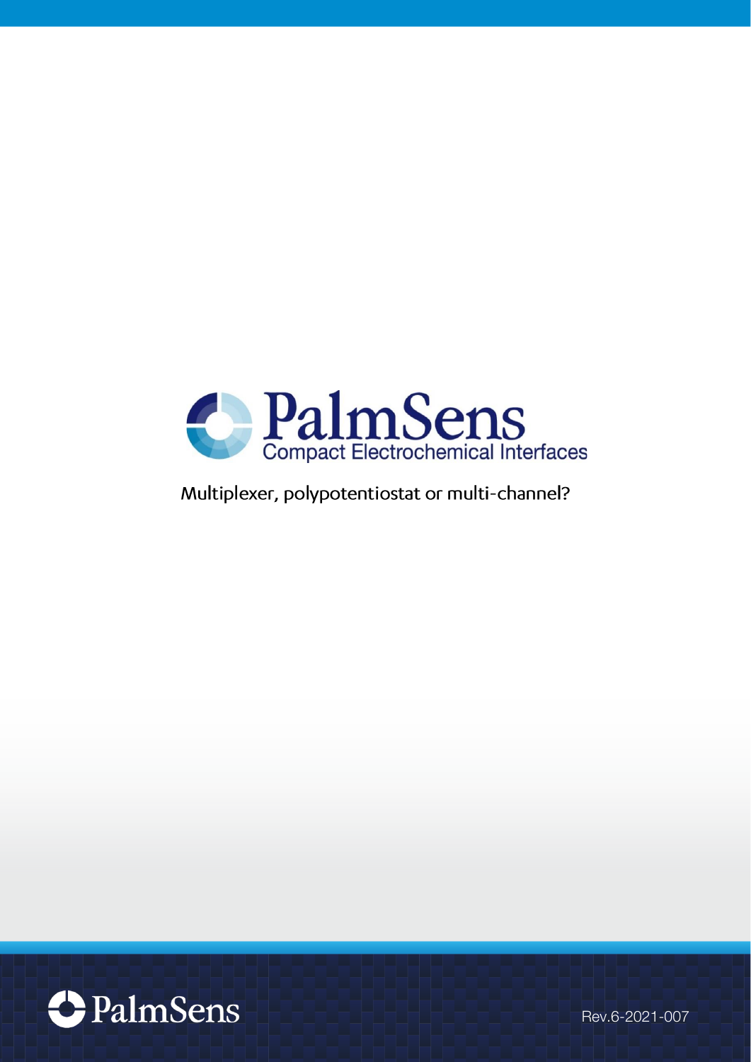# PalmSens

Compact Electrochemical Interfaces

Multiplexer, polypotentiostat or multi-channel?

Rev.6-2021-007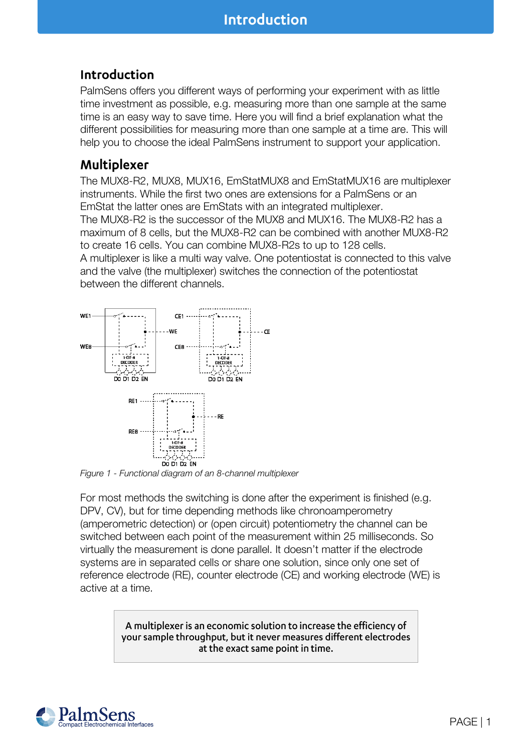# Introduction

## Introduction

PalmSens offers you different ways of performing your experiment with as little time investment as possible, e.g. measuring more than one sample at the same time is an easy way to save time. Here you will find a brief explanation what the different possibilities for measuring more than one sample at a time are. This will help you to choose the ideal PalmSens instrument to support your application.

## Multiplexer

The MUX8-R2, MUX8, MUX16, EmStatMUX8 and EmStatMUX16 are multiplexer instruments. While the first two ones are extensions for a PalmSens or an EmStat the latter ones are EmStats with an integrated multiplexer.
The MUX8-R2 is the successor of the MUX8 and MUX16. The MUX8-R2 has a maximum of 8 cells, but the MUX8-R2 can be combined with another MUX8-R2 to create 16 cells. You can combine MUX8-R2s to up to 128 cells.
A multiplexer is like a multi way valve. One potentiostat is connected to this valve and the valve (the multiplexer) switches the connection of the potentiostat between the different channels.

*Figure 1 - Functional diagram of an 8-channel multiplexer*

For most methods the switching is done after the experiment is finished (e.g. DPV, CV), but for time depending methods like chronoamperometry (amperometric detection) or (open circuit) potentiometry the channel can be switched between each point of the measurement within 25 milliseconds. So virtually the measurement is done parallel. It doesn't matter if the electrode systems are in separated cells or share one solution, since only one set of reference electrode (RE), counter electrode (CE) and working electrode (WE) is active at a time.

**A multiplexer is an economic solution to increase the efficiency of your sample throughput, but it never measures different electrodes at the exact same point in time.**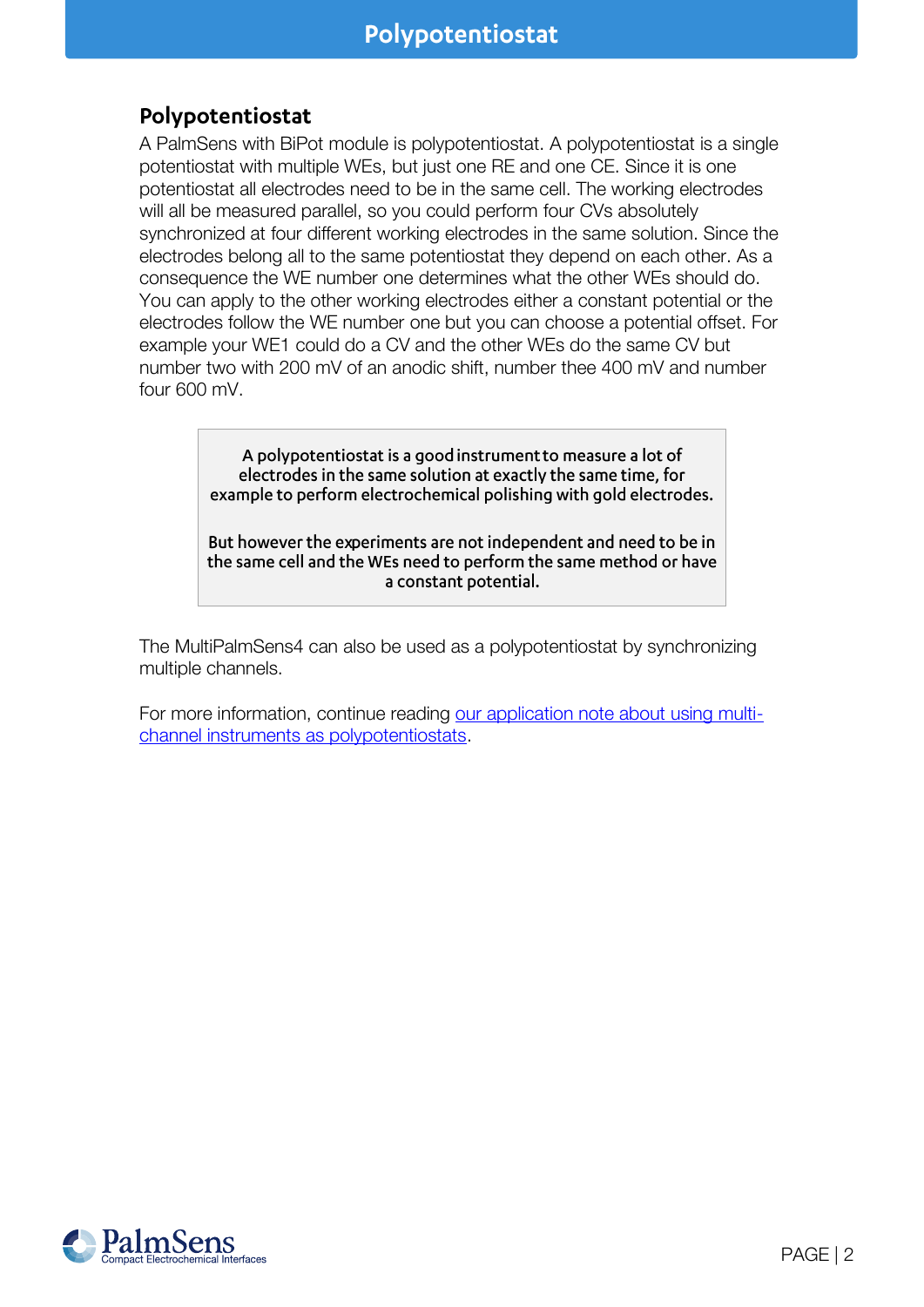## Polypotentiostat

A PalmSens with BiPot module is polypotentiostat. A polypotentiostat is a single potentiostat with multiple WEs, but just one RE and one CE. Since it is one potentiostat all electrodes need to be in the same cell. The working electrodes will all be measured parallel, so you could perform four CVs absolutely synchronized at four different working electrodes in the same solution. Since the electrodes belong all to the same potentiostat they depend on each other. As a consequence the WE number one determines what the other WEs should do. You can apply to the other working electrodes either a constant potential or the electrodes follow the WE number one but you can choose a potential offset. For example your WE1 could do a CV and the other WEs do the same CV but number two with 200 mV of an anodic shift, number thee 400 mV and number four 600 mV.

> **A polypotentiostat is a good instrument to measure a lot of electrodes in the same solution at exactly the same time, for example to perform electrochemical polishing with gold electrodes.**
>
> **But however the experiments are not independent and need to be in the same cell and the WEs need to perform the same method or have a constant potential.**

The MultiPalmSens4 can also be used as a polypotentiostat by synchronizing multiple channels.

For more information, continue reading our application note about using multi-channel instruments as polypotentiostats.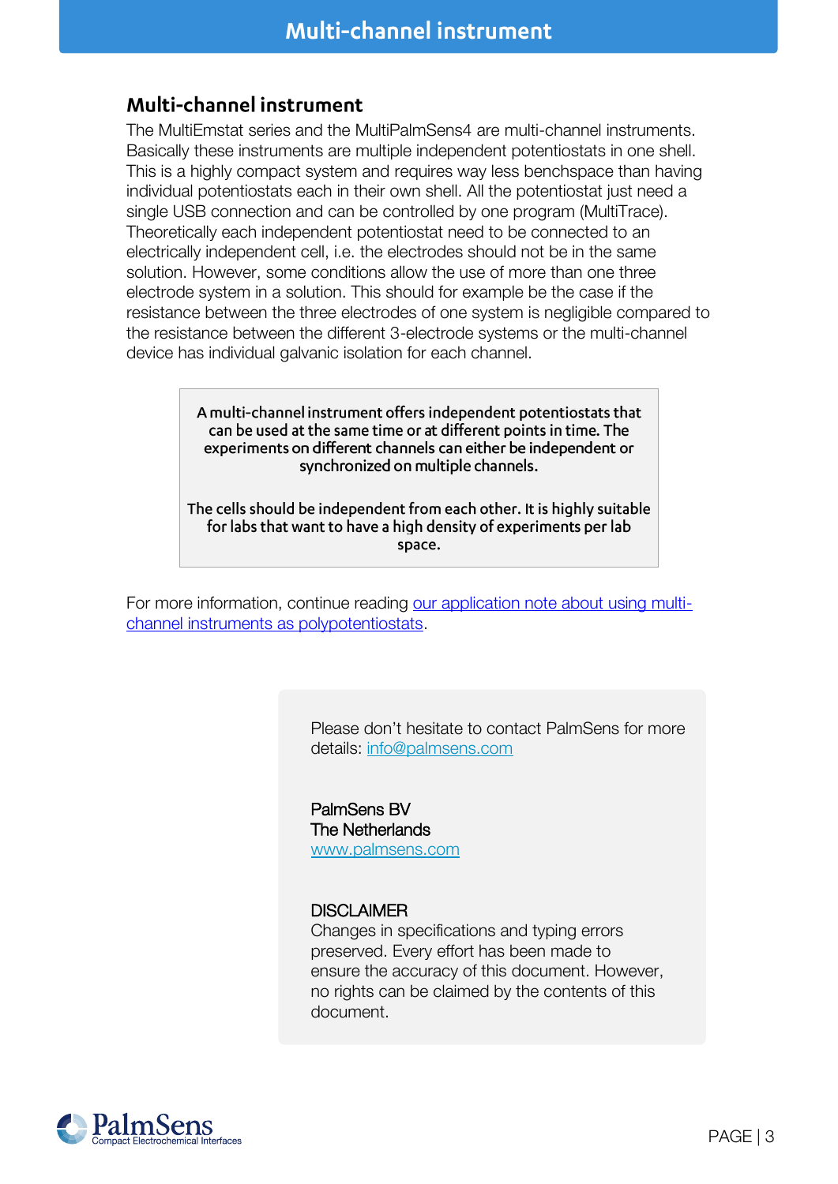## Multi-channel instrument

The MultiEmstat series and the MultiPalmSens4 are multi-channel instruments. Basically these instruments are multiple independent potentiostats in one shell. This is a highly compact system and requires way less benchspace than having individual potentiostats each in their own shell. All the potentiostat just need a single USB connection and can be controlled by one program (MultiTrace). Theoretically each independent potentiostat need to be connected to an electrically independent cell, i.e. the electrodes should not be in the same solution. However, some conditions allow the use of more than one three electrode system in a solution. This should for example be the case if the resistance between the three electrodes of one system is negligible compared to the resistance between the different 3-electrode systems or the multi-channel device has individual galvanic isolation for each channel.

> **A multi-channel instrument offers independent potentiostats that can be used at the same time or at different points in time. The experiments on different channels can either be independent or synchronized on multiple channels.**
>
> **The cells should be independent from each other. It is highly suitable for labs that want to have a high density of experiments per lab space.**

For more information, continue reading [our application note about using multi-channel instruments as polypotentiostats](#).

Please don't hesitate to contact PalmSens for more details: [info@palmsens.com](mailto:info@palmsens.com)

PalmSens BV
The Netherlands
[www.palmsens.com](http://www.palmsens.com)

DISCLAIMER
Changes in specifications and typing errors preserved. Every effort has been made to ensure the accuracy of this document. However, no rights can be claimed by the contents of this document.